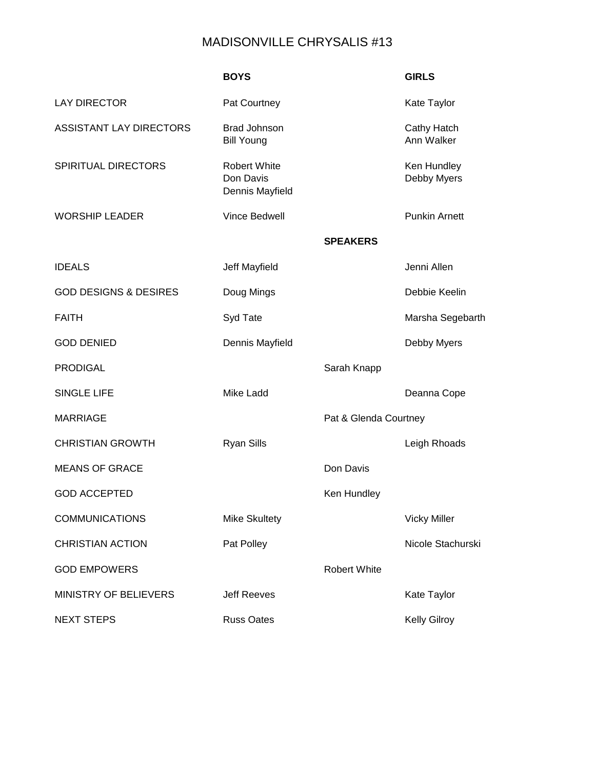# MADISONVILLE CHRYSALIS #13

| | **BOYS** | | **GIRLS** |
|---|---|---|---|
| LAY DIRECTOR | Pat Courtney | | Kate Taylor |
| ASSISTANT LAY DIRECTORS | Brad Johnson<br>Bill Young | | Cathy Hatch<br>Ann Walker |
| SPIRITUAL DIRECTORS | Robert White<br>Don Davis<br>Dennis Mayfield | | Ken Hundley<br>Debby Myers |
| WORSHIP LEADER | Vince Bedwell | | Punkin Arnett |
| | | **SPEAKERS** | |
| IDEALS | Jeff Mayfield | | Jenni Allen |
| GOD DESIGNS & DESIRES | Doug Mings | | Debbie Keelin |
| FAITH | Syd Tate | | Marsha Segebarth |
| GOD DENIED | Dennis Mayfield | | Debby Myers |
| PRODIGAL | | Sarah Knapp | |
| SINGLE LIFE | Mike Ladd | | Deanna Cope |
| MARRIAGE | | Pat & Glenda Courtney | |
| CHRISTIAN GROWTH | Ryan Sills | | Leigh Rhoads |
| MEANS OF GRACE | | Don Davis | |
| GOD ACCEPTED | | Ken Hundley | |
| COMMUNICATIONS | Mike Skultety | | Vicky Miller |
| CHRISTIAN ACTION | Pat Polley | | Nicole Stachurski |
| GOD EMPOWERS | | Robert White | |
| MINISTRY OF BELIEVERS | Jeff Reeves | | Kate Taylor |
| NEXT STEPS | Russ Oates | | Kelly Gilroy |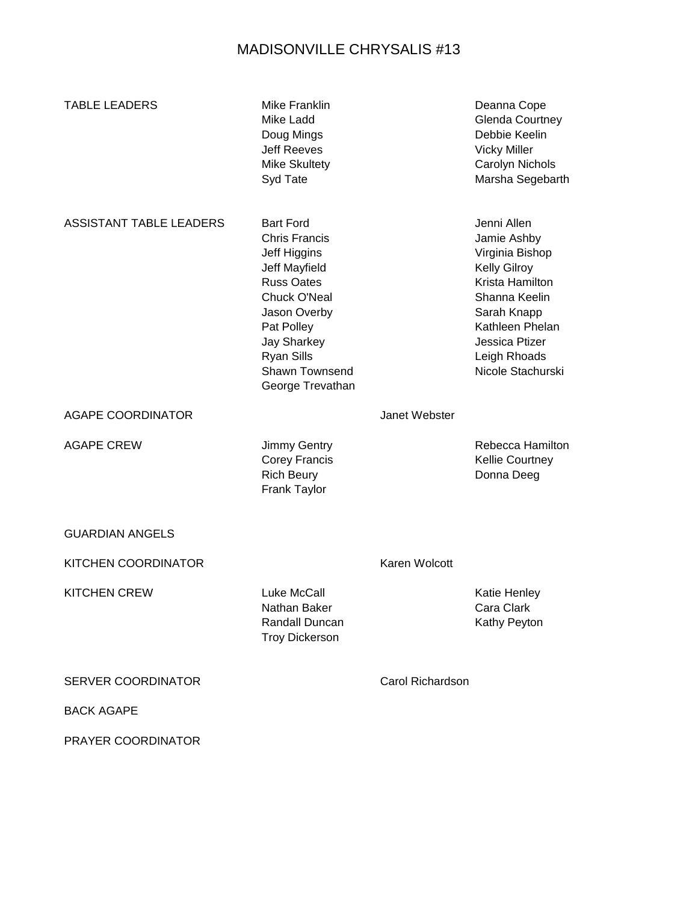# MADISONVILLE CHRYSALIS #13

| | | | |
|---|---|---|---|
| TABLE LEADERS | Mike Franklin | | Deanna Cope |
| | Mike Ladd | | Glenda Courtney |
| | Doug Mings | | Debbie Keelin |
| | Jeff Reeves | | Vicky Miller |
| | Mike Skultety | | Carolyn Nichols |
| | Syd Tate | | Marsha Segebarth |
| ASSISTANT TABLE LEADERS | Bart Ford | | Jenni Allen |
| | Chris Francis | | Jamie Ashby |
| | Jeff Higgins | | Virginia Bishop |
| | Jeff Mayfield | | Kelly Gilroy |
| | Russ Oates | | Krista Hamilton |
| | Chuck O'Neal | | Shanna Keelin |
| | Jason Overby | | Sarah Knapp |
| | Pat Polley | | Kathleen Phelan |
| | Jay Sharkey | | Jessica Ptizer |
| | Ryan Sills | | Leigh Rhoads |
| | Shawn Townsend | | Nicole Stachurski |
| | George Trevathan | | |
| AGAPE COORDINATOR | | Janet Webster | |
| AGAPE CREW | Jimmy Gentry | | Rebecca Hamilton |
| | Corey Francis | | Kellie Courtney |
| | Rich Beury | | Donna Deeg |
| | Frank Taylor | | |
| GUARDIAN ANGELS | | | |
| KITCHEN COORDINATOR | | Karen Wolcott | |
| KITCHEN CREW | Luke McCall | | Katie Henley |
| | Nathan Baker | | Cara Clark |
| | Randall Duncan | | Kathy Peyton |
| | Troy Dickerson | | |
| SERVER COORDINATOR | | Carol Richardson | |
| BACK AGAPE | | | |
| PRAYER COORDINATOR | | | |